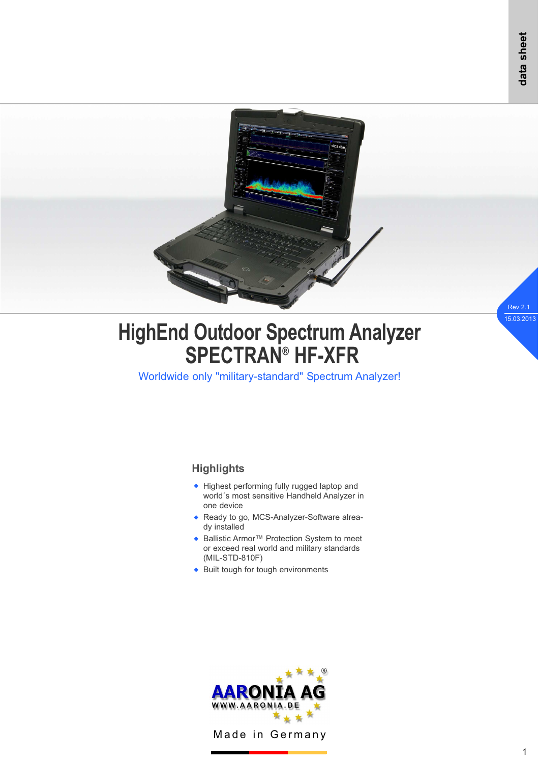data sheet

Rev 2.1
15.03.2013

# HighEnd Outdoor Spectrum Analyzer
# SPECTRAN® HF-XFR

Worldwide only "military-standard" Spectrum Analyzer!

## Highlights

- Highest performing fully rugged laptop and world´s most sensitive Handheld Analyzer in one device
- Ready to go, MCS-Analyzer-Software already installed
- Ballistic Armor™ Protection System to meet or exceed real world and military standards (MIL-STD-810F)
- Built tough for tough environments

AARONIA AG
WWW.AARONIA.DE

Made in Germany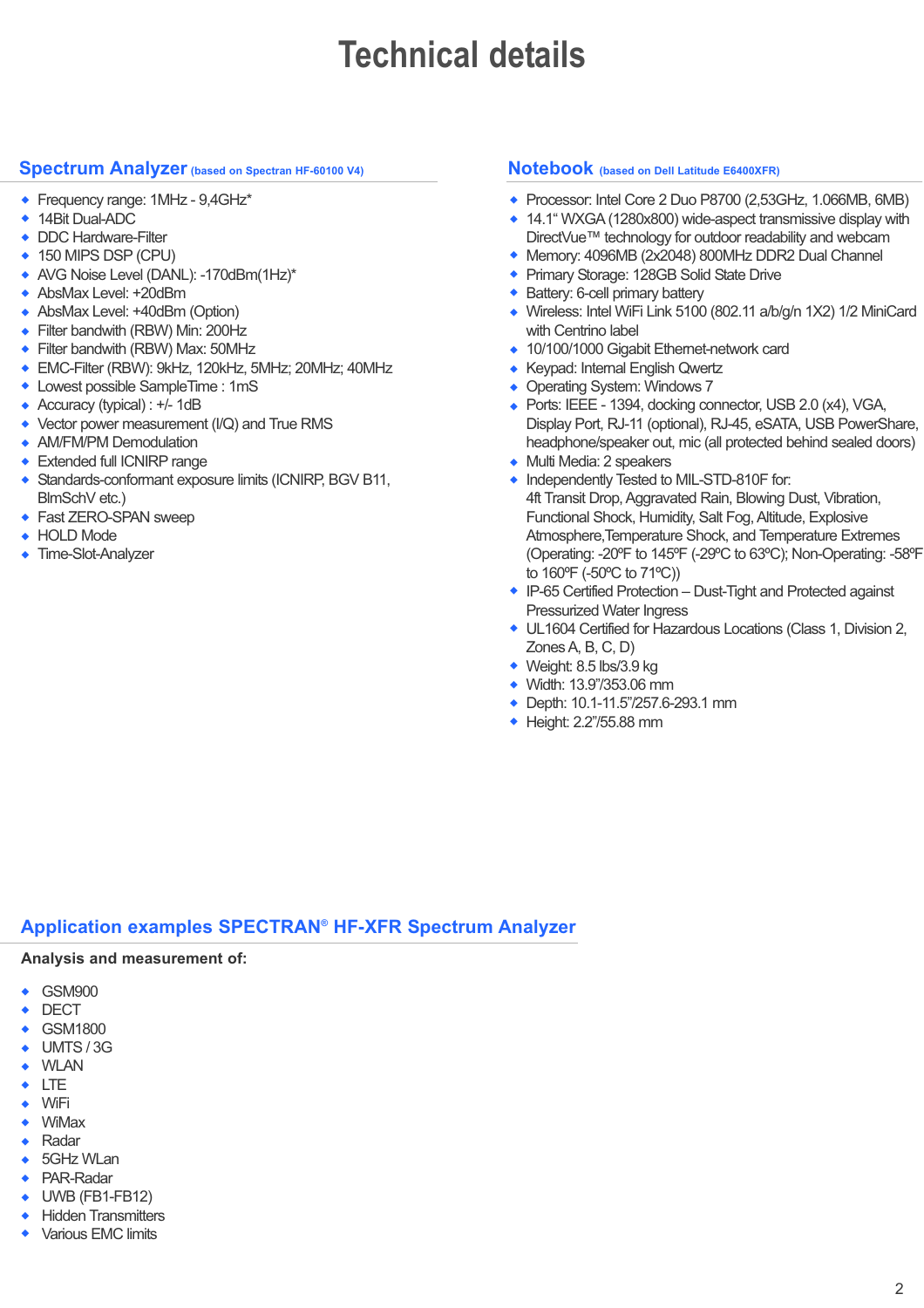# Technical details

## Spectrum Analyzer (based on Spectran HF-60100 V4)

- Frequency range: 1MHz - 9,4GHz*
- 14Bit Dual-ADC
- DDC Hardware-Filter
- 150 MIPS DSP (CPU)
- AVG Noise Level (DANL): -170dBm(1Hz)*
- AbsMax Level: +20dBm
- AbsMax Level: +40dBm (Option)
- Filter bandwidth (RBW) Min: 200Hz
- Filter bandwidth (RBW) Max: 50MHz
- EMC-Filter (RBW): 9kHz, 120kHz, 5MHz; 20MHz; 40MHz
- Lowest possible SampleTime : 1mS
- Accuracy (typical) : +/- 1dB
- Vector power measurement (I/Q) and True RMS
- AM/FM/PM Demodulation
- Extended full ICNIRP range
- Standards-conformant exposure limits (ICNIRP, BGV B11, BImSchV etc.)
- Fast ZERO-SPAN sweep
- HOLD Mode
- Time-Slot-Analyzer

## Notebook (based on Dell Latitude E6400XFR)

- Processor: Intel Core 2 Duo P8700 (2,53GHz, 1.066MB, 6MB)
- 14.1“ WXGA (1280x800) wide-aspect transmissive display with DirectVue™ technology for outdoor readability and webcam
- Memory: 4096MB (2x2048) 800MHz DDR2 Dual Channel
- Primary Storage: 128GB Solid State Drive
- Battery: 6-cell primary battery
- Wireless: Intel WiFi Link 5100 (802.11 a/b/g/n 1X2) 1/2 MiniCard with Centrino label
- 10/100/1000 Gigabit Ethernet-network card
- Keypad: Internal English Qwertz
- Operating System: Windows 7
- Ports: IEEE - 1394, docking connector, USB 2.0 (x4), VGA, Display Port, RJ-11 (optional), RJ-45, eSATA, USB PowerShare, headphone/speaker out, mic (all protected behind sealed doors)
- Multi Media: 2 speakers
- Independently Tested to MIL-STD-810F for: 4ft Transit Drop, Aggravated Rain, Blowing Dust, Vibration, Functional Shock, Humidity, Salt Fog, Altitude, Explosive Atmosphere,Temperature Shock, and Temperature Extremes (Operating: -20ºF to 145ºF (-29ºC to 63ºC); Non-Operating: -58ºF to 160ºF (-50ºC to 71ºC))
- IP-65 Certified Protection – Dust-Tight and Protected against Pressurized Water Ingress
- UL1604 Certified for Hazardous Locations (Class 1, Division 2, Zones A, B, C, D)
- Weight: 8.5 lbs/3.9 kg
- Width: 13.9”/353.06 mm
- Depth: 10.1-11.5”/257.6-293.1 mm
- Height: 2.2”/55.88 mm

## Application examples SPECTRAN® HF-XFR Spectrum Analyzer

**Analysis and measurement of:**

- GSM900
- DECT
- GSM1800
- UMTS / 3G
- WLAN
- LTE
- WiFi
- WiMax
- Radar
- 5GHz WLan
- PAR-Radar
- UWB (FB1-FB12)
- Hidden Transmitters
- Various EMC limits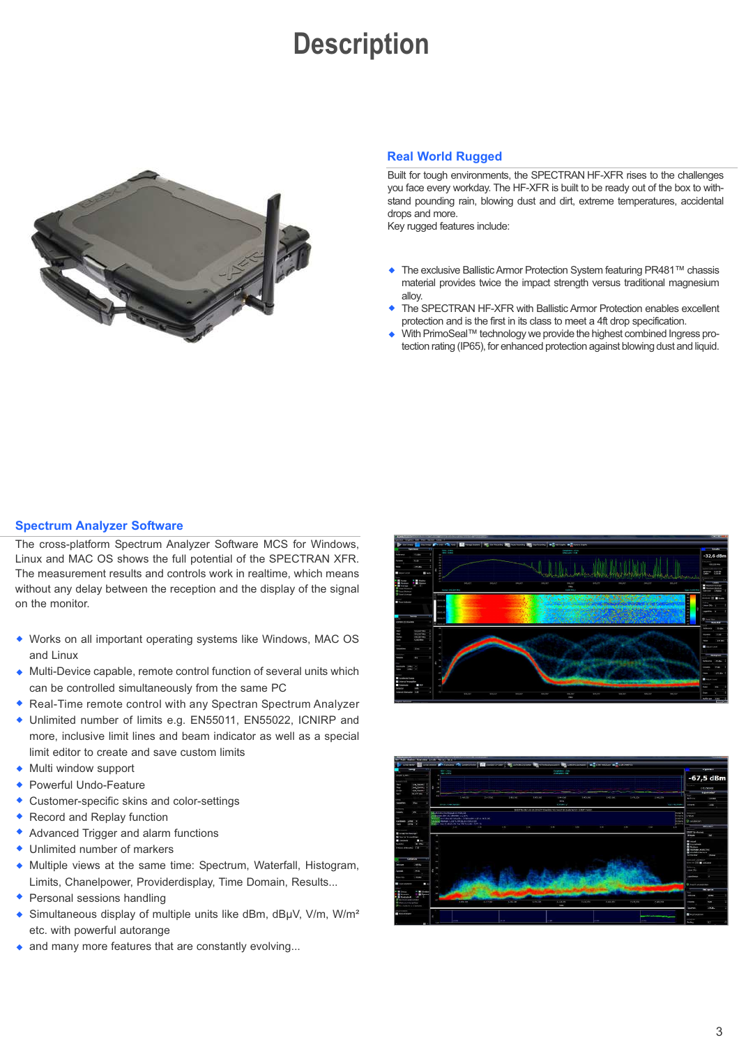# Description

## Real World Rugged

Built for tough environments, the SPECTRAN HF-XFR rises to the challenges you face every workday. The HF-XFR is built to be ready out of the box to withstand pounding rain, blowing dust and dirt, extreme temperatures, accidental drops and more.
Key rugged features include:

- The exclusive Ballistic Armor Protection System featuring PR481™ chassis material provides twice the impact strength versus traditional magnesium alloy.
- The SPECTRAN HF-XFR with Ballistic Armor Protection enables excellent protection and is the first in its class to meet a 4ft drop specification.
- With PrimoSeal™ technology we provide the highest combined Ingress protection rating (IP65), for enhanced protection against blowing dust and liquid.

## Spectrum Analyzer Software

The cross-platform Spectrum Analyzer Software MCS for Windows, Linux and MAC OS shows the full potential of the SPECTRAN XFR. The measurement results and controls work in realtime, which means without any delay between the reception and the display of the signal on the monitor.

- Works on all important operating systems like Windows, MAC OS and Linux
- Multi-Device capable, remote control function of several units which can be controlled simultaneously from the same PC
- Real-Time remote control with any Spectran Spectrum Analyzer
- Unlimited number of limits e.g. EN55011, EN55022, ICNIRP and more, inclusive limit lines and beam indicator as well as a special limit editor to create and save custom limits
- Multi window support
- Powerful Undo-Feature
- Customer-specific skins and color-settings
- Record and Replay function
- Advanced Trigger and alarm functions
- Unlimited number of markers
- Multiple views at the same time: Spectrum, Waterfall, Histogram, Limits, Chanelpower, Providerdisplay, Time Domain, Results...
- Personal sessions handling
- Simultaneous display of multiple units like dBm, dBµV, V/m, W/m² etc. with powerful autorange
- and many more features that are constantly evolving...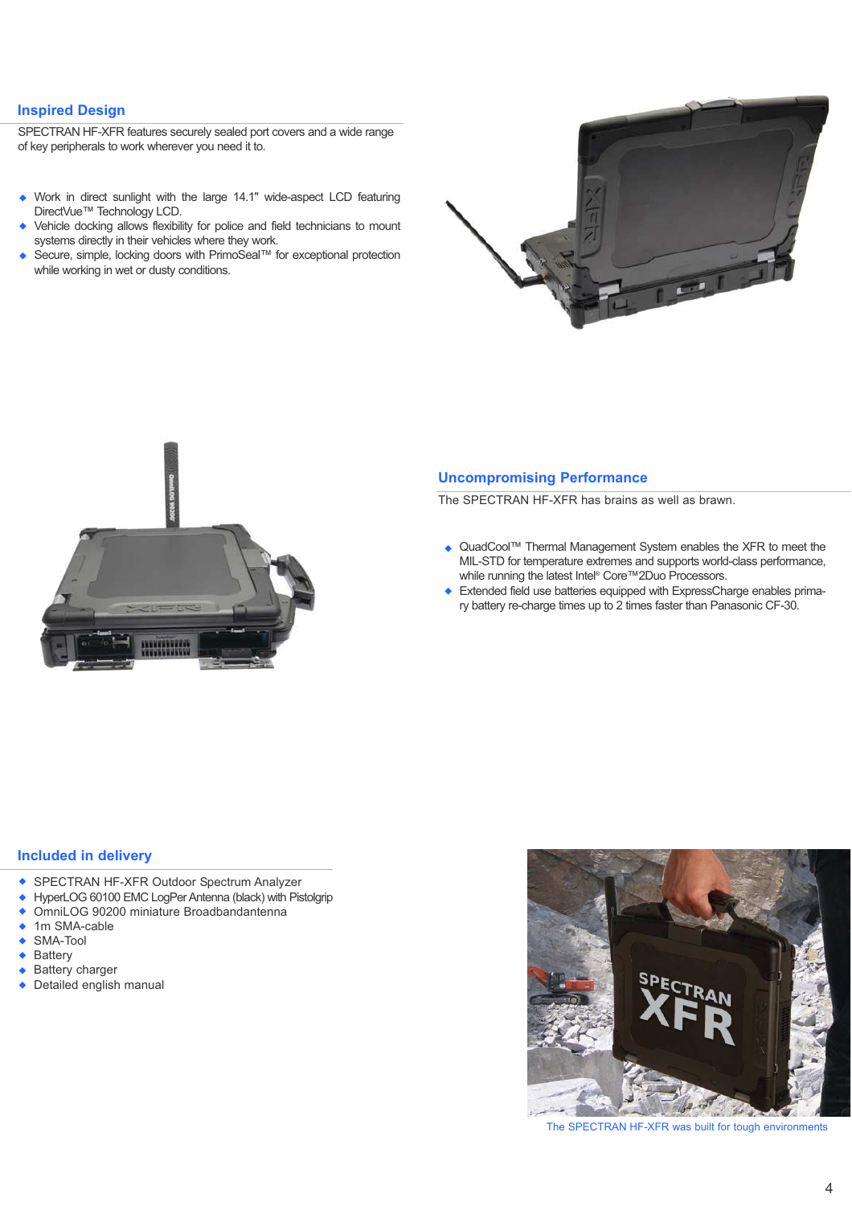## Inspired Design

SPECTRAN HF-XFR features securely sealed port covers and a wide range of key peripherals to work wherever you need it to.

- Work in direct sunlight with the large 14.1" wide-aspect LCD featuring DirectVue™ Technology LCD.
- Vehicle docking allows flexibility for police and field technicians to mount systems directly in their vehicles where they work.
- Secure, simple, locking doors with PrimoSeal™ for exceptional protection while working in wet or dusty conditions.

## Uncompromising Performance

The SPECTRAN HF-XFR has brains as well as brawn.

- QuadCool™ Thermal Management System enables the XFR to meet the MIL-STD for temperature extremes and supports world-class performance, while running the latest Intel® Core™2Duo Processors.
- Extended field use batteries equipped with ExpressCharge enables primary battery re-charge times up to 2 times faster than Panasonic CF-30.

## Included in delivery

- SPECTRAN HF-XFR Outdoor Spectrum Analyzer
- HyperLOG 60100 EMC LogPer Antenna (black) with Pistolgrip
- OmniLOG 90200 miniature Broadbandantenna
- 1m SMA-cable
- SMA-Tool
- Battery
- Battery charger
- Detailed english manual

The SPECTRAN HF-XFR was built for tough environments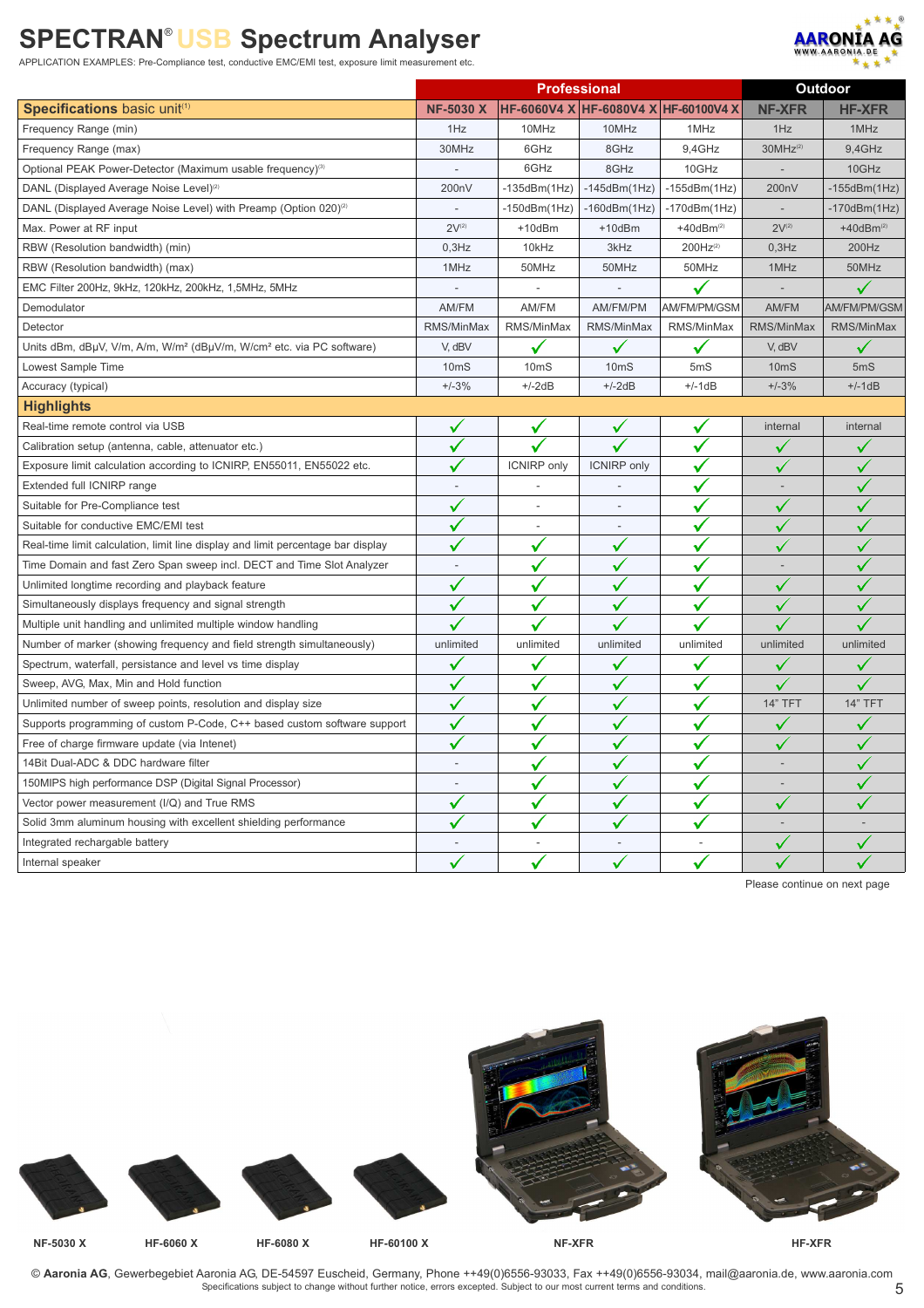# SPECTRAN® USB Spectrum Analyser

APPLICATION EXAMPLES: Pre-Compliance test, conductive EMC/EMI test, exposure limit measurement etc.

| | Professional | | | | Outdoor | |
|---|---|---|---|---|---|---|
| **Specifications** basic unit[1] | NF-5030 X | HF-6060V4 X | HF-6080V4 X | HF-60100V4 X | NF-XFR | HF-XFR |
| Frequency Range (min) | 1Hz | 10MHz | 10MHz | 1MHz | 1Hz | 1MHz |
| Frequency Range (max) | 30MHz | 6GHz | 8GHz | 9,4GHz | 30MHz[2] | 9,4GHz |
| Optional PEAK Power-Detector (Maximum usable frequency)[3] | - | 6GHz | 8GHz | 10GHz | - | 10GHz |
| DANL (Displayed Average Noise Level)[2] | 200nV | -135dBm(1Hz) | -145dBm(1Hz) | -155dBm(1Hz) | 200nV | -155dBm(1Hz) |
| DANL (Displayed Average Noise Level) with Preamp (Option 020)[2] | - | -150dBm(1Hz) | -160dBm(1Hz) | -170dBm(1Hz) | - | -170dBm(1Hz) |
| Max. Power at RF input | 2V[2] | +10dBm | +10dBm | +40dBm[2] | 2V[2] | +40dBm[2] |
| RBW (Resolution bandwidth) (min) | 0,3Hz | 10kHz | 3kHz | 200Hz[2] | 0,3Hz | 200Hz |
| RBW (Resolution bandwidth) (max) | 1MHz | 50MHz | 50MHz | 50MHz | 1MHz | 50MHz |
| EMC Filter 200Hz, 9kHz, 120kHz, 200kHz, 1,5MHz, 5MHz | - | - | - | ✓ | - | ✓ |
| Demodulator | AM/FM | AM/FM | AM/FM/PM | AM/FM/PM/GSM | AM/FM | AM/FM/PM/GSM |
| Detector | RMS/MinMax | RMS/MinMax | RMS/MinMax | RMS/MinMax | RMS/MinMax | RMS/MinMax |
| Units dBm, dBµV, V/m, A/m, W/m² (dBµV/m, W/cm² etc. via PC software) | V, dBV | ✓ | ✓ | ✓ | V, dBV | ✓ |
| Lowest Sample Time | 10mS | 10mS | 10mS | 5mS | 10mS | 5mS |
| Accuracy (typical) | +/-3% | +/-2dB | +/-2dB | +/-1dB | +/-3% | +/-1dB |
| **Highlights** | | | | | | |
| Real-time remote control via USB | ✓ | ✓ | ✓ | ✓ | internal | internal |
| Calibration setup (antenna, cable, attenuator etc.) | ✓ | ✓ | ✓ | ✓ | ✓ | ✓ |
| Exposure limit calculation according to ICNIRP, EN55011, EN55022 etc. | ✓ | ICNIRP only | ICNIRP only | ✓ | ✓ | ✓ |
| Extended full ICNIRP range | - | - | - | ✓ | - | ✓ |
| Suitable for Pre-Compliance test | ✓ | - | - | ✓ | ✓ | ✓ |
| Suitable for conductive EMC/EMI test | ✓ | - | - | ✓ | ✓ | ✓ |
| Real-time limit calculation, limit line display and limit percentage bar display | ✓ | ✓ | ✓ | ✓ | ✓ | ✓ |
| Time Domain and fast Zero Span sweep incl. DECT and Time Slot Analyzer | - | ✓ | ✓ | ✓ | - | ✓ |
| Unlimited longtime recording and playback feature | ✓ | ✓ | ✓ | ✓ | ✓ | ✓ |
| Simultaneously displays frequency and signal strength | ✓ | ✓ | ✓ | ✓ | ✓ | ✓ |
| Multiple unit handling and unlimited multiple window handling | ✓ | ✓ | ✓ | ✓ | ✓ | ✓ |
| Number of marker (showing frequency and field strength simultaneously) | unlimited | unlimited | unlimited | unlimited | unlimited | unlimited |
| Spectrum, waterfall, persistance and level vs time display | ✓ | ✓ | ✓ | ✓ | ✓ | ✓ |
| Sweep, AVG, Max, Min and Hold function | ✓ | ✓ | ✓ | ✓ | ✓ | ✓ |
| Unlimited number of sweep points, resolution and display size | ✓ | ✓ | ✓ | ✓ | 14" TFT | 14" TFT |
| Supports programming of custom P-Code, C++ based custom software support | ✓ | ✓ | ✓ | ✓ | ✓ | ✓ |
| Free of charge firmware update (via Intenet) | ✓ | ✓ | ✓ | ✓ | ✓ | ✓ |
| 14Bit Dual-ADC & DDC hardware filter | - | ✓ | ✓ | ✓ | - | ✓ |
| 150MIPS high performance DSP (Digital Signal Processor) | - | ✓ | ✓ | ✓ | - | ✓ |
| Vector power measurement (I/Q) and True RMS | ✓ | ✓ | ✓ | ✓ | ✓ | ✓ |
| Solid 3mm aluminum housing with excellent shielding performance | ✓ | ✓ | ✓ | ✓ | - | - |
| Integrated rechargable battery | - | - | - | - | ✓ | ✓ |
| Internal speaker | ✓ | ✓ | ✓ | ✓ | ✓ | ✓ |

Please continue on next page

NF-5030 X HF-6060 X HF-6080 X HF-60100 X NF-XFR HF-XFR

© **Aaronia AG**, Gewerbegebiet Aaronia AG, DE-54597 Euscheid, Germany, Phone ++49(0)6556-93033, Fax ++49(0)6556-93034, mail@aaronia.de, www.aaronia.com
Specifications subject to change without further notice, errors excepted. Subject to our most current terms and conditions.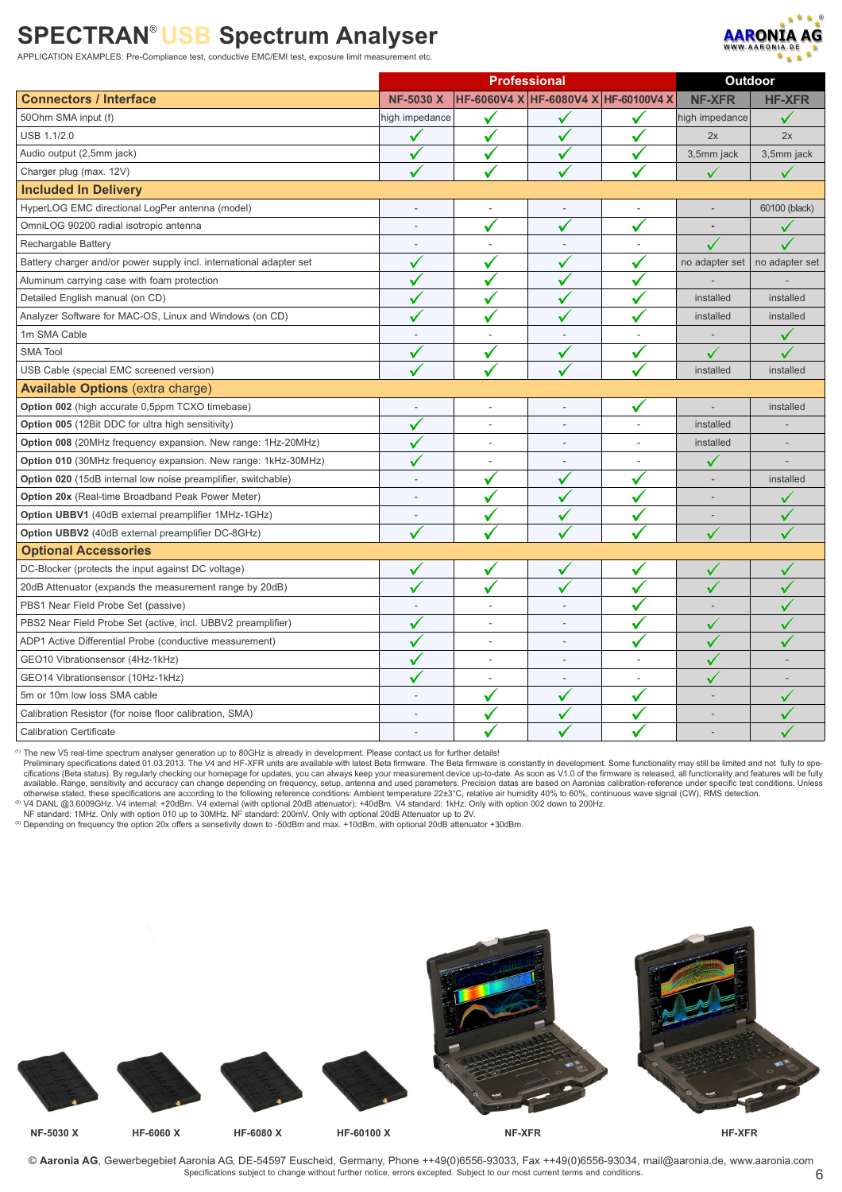# SPECTRAN® USB Spectrum Analyser

APPLICATION EXAMPLES: Pre-Compliance test, conductive EMC/EMI test, exposure limit measurement etc.

| | Professional | | | | Outdoor | |
|---|---|---|---|---|---|---|
| **Connectors / Interface** | **NF-5030 X** | **HF-6060V4 X** | **HF-6080V4 X** | **HF-60100V4 X** | **NF-XFR** | **HF-XFR** |
| 50Ohm SMA input (f) | high impedance | ✓ | ✓ | ✓ | high impedance | ✓ |
| USB 1.1/2.0 | ✓ | ✓ | ✓ | ✓ | 2x | 2x |
| Audio output (2,5mm jack) | ✓ | ✓ | ✓ | ✓ | 3,5mm jack | 3,5mm jack |
| Charger plug (max. 12V) | ✓ | ✓ | ✓ | ✓ | ✓ | ✓ |
| **Included In Delivery** | | | | | | |
| HyperLOG EMC directional LogPer antenna (model) | - | - | - | - | - | 60100 (black) |
| OmniLOG 90200 radial isotropic antenna | - | ✓ | ✓ | ✓ | - | ✓ |
| Rechargable Battery | - | - | - | - | ✓ | ✓ |
| Battery charger and/or power supply incl. international adapter set | ✓ | ✓ | ✓ | ✓ | no adapter set | no adapter set |
| Aluminum carrying case with foam protection | ✓ | ✓ | ✓ | ✓ | - | - |
| Detailed English manual (on CD) | ✓ | ✓ | ✓ | ✓ | installed | installed |
| Analyzer Software for MAC-OS, Linux and Windows (on CD) | ✓ | ✓ | ✓ | ✓ | installed | installed |
| 1m SMA Cable | - | - | - | - | - | ✓ |
| SMA Tool | ✓ | ✓ | ✓ | ✓ | ✓ | ✓ |
| USB Cable (special EMC screened version) | ✓ | ✓ | ✓ | ✓ | installed | installed |
| **Available Options** (extra charge) | | | | | | |
| **Option 002** (high accurate 0,5ppm TCXO timebase) | - | - | - | ✓ | - | installed |
| **Option 005** (12Bit DDC for ultra high sensitivity) | ✓ | - | - | - | installed | - |
| **Option 008** (20MHz frequency expansion. New range: 1Hz-20MHz) | ✓ | - | - | - | installed | - |
| **Option 010** (30MHz frequency expansion. New range: 1kHz-30MHz) | ✓ | - | - | - | ✓ | - |
| **Option 020** (15dB internal low noise preamplifier, switchable) | - | ✓ | ✓ | ✓ | - | installed |
| **Option 20x** (Real-time Broadband Peak Power Meter) | - | ✓ | ✓ | ✓ | - | ✓ |
| **Option UBBV1** (40dB external preamplifier 1MHz-1GHz) | - | ✓ | ✓ | ✓ | - | ✓ |
| **Option UBBV2** (40dB external preamplifier DC-8GHz) | ✓ | ✓ | ✓ | ✓ | ✓ | ✓ |
| **Optional Accessories** | | | | | | |
| DC-Blocker (protects the input against DC voltage) | ✓ | ✓ | ✓ | ✓ | ✓ | ✓ |
| 20dB Attenuator (expands the measurement range by 20dB) | ✓ | ✓ | ✓ | ✓ | ✓ | ✓ |
| PBS1 Near Field Probe Set (passive) | - | - | - | ✓ | - | ✓ |
| PBS2 Near Field Probe Set (active, incl. UBBV2 preamplifier) | ✓ | - | - | ✓ | ✓ | ✓ |
| ADP1 Active Differential Probe (conductive measurement) | ✓ | - | - | ✓ | ✓ | ✓ |
| GEO10 Vibrationsensor (4Hz-1kHz) | ✓ | - | - | - | ✓ | - |
| GEO14 Vibrationsensor (10Hz-1kHz) | ✓ | - | - | - | ✓ | - |
| 5m or 10m low loss SMA cable | - | ✓ | ✓ | ✓ | - | ✓ |
| Calibration Resistor (for noise floor calibration, SMA) | - | ✓ | ✓ | ✓ | - | ✓ |
| Calibration Certificate | - | ✓ | ✓ | ✓ | - | ✓ |

(1) The new V5 real-time spectrum analyser generation up to 80GHz is already in development. Please contact us for further details!
Preliminary specifications dated 01.03.2013. The V4 and HF-XFR units are available with latest Beta firmware. The Beta firmware is constantly in development. Some functionality may still be limited and not fully to specifications (Beta status). By regularly checking our homepage for updates, you can always keep your measurement device up-to-date. As soon as V1.0 of the firmware is released, all functionality and features will be fully available. Range, sensitivity and accuracy can change depending on frequency, setup, antenna and used parameters. Precision datas are based on Aaronias calibration-reference under specific test conditions. Unless otherwise stated, these specifications are according to the following reference conditions: Ambient temperature 22±3°C, relative air humidity 40% to 60%, continuous wave signal (CW), RMS detection.
(2) V4 DANL @3,6009GHz. V4 internal: +20dBm. V4 external (with optional 20dB attenuator): +40dBm. V4 standard: 1kHz. Only with option 002 down to 200Hz.
NF standard: 1MHz. Only with option 010 up to 30MHz. NF standard: 200mV. Only with optional 20dB Attenuator up to 2V.
(3) Depending on frequency the option 20x offers a sensetivity down to -50dBm and max. +10dBm, with optional 20dB attenuator +30dBm.

NF-5030 X HF-6060 X HF-6080 X HF-60100 X NF-XFR HF-XFR

© **Aaronia AG**, Gewerbegebiet Aaronia AG, DE-54597 Euscheid, Germany, Phone ++49(0)6556-93033, Fax ++49(0)6556-93034, mail@aaronia.de, www.aaronia.com
Specifications subject to change without further notice, errors excepted. Subject to our most current terms and conditions.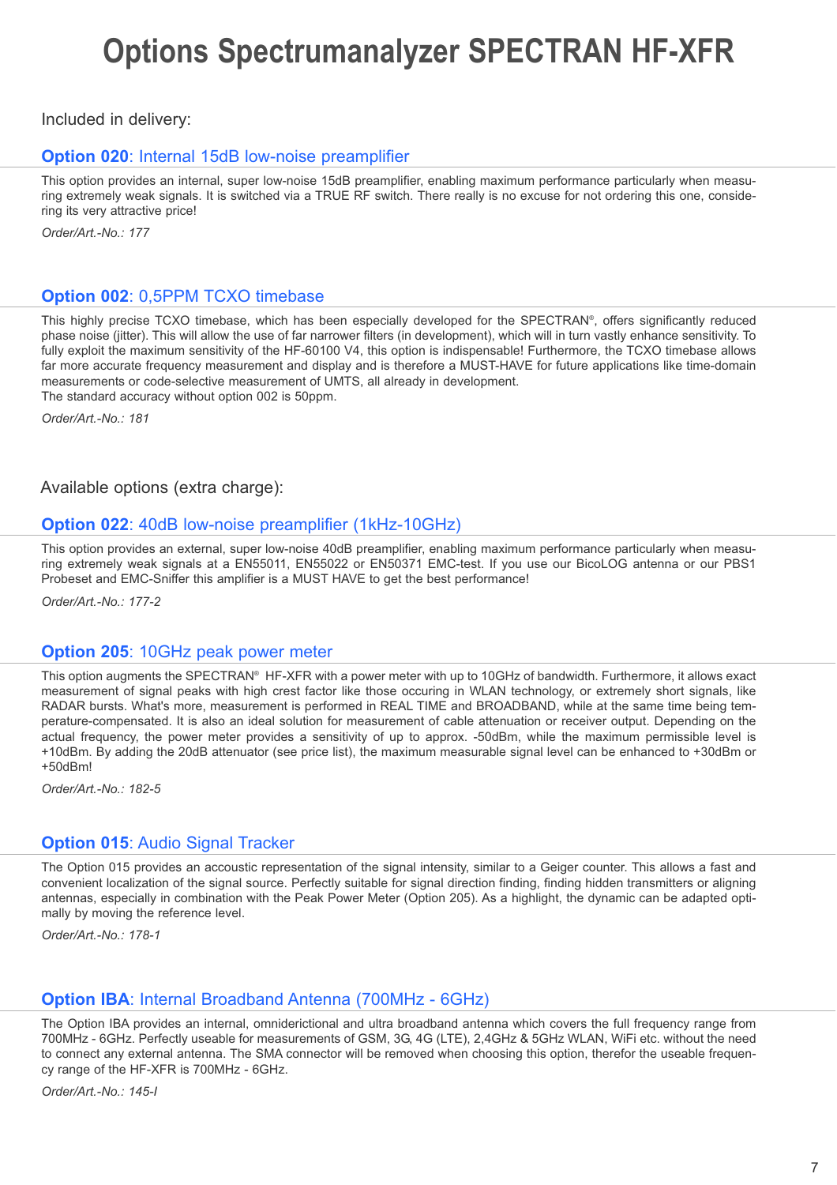# Options Spectrumanalyzer SPECTRAN HF-XFR

Included in delivery:

## **Option 020**: Internal 15dB low-noise preamplifier

This option provides an internal, super low-noise 15dB preamplifier, enabling maximum performance particularly when measuring extremely weak signals. It is switched via a TRUE RF switch. There really is no excuse for not ordering this one, considering its very attractive price!

*Order/Art.-No.: 177*

## **Option 002**: 0,5PPM TCXO timebase

This highly precise TCXO timebase, which has been especially developed for the SPECTRAN®, offers significantly reduced phase noise (jitter). This will allow the use of far narrower filters (in development), which will in turn vastly enhance sensitivity. To fully exploit the maximum sensitivity of the HF-60100 V4, this option is indispensable! Furthermore, the TCXO timebase allows far more accurate frequency measurement and display and is therefore a MUST-HAVE for future applications like time-domain measurements or code-selective measurement of UMTS, all already in development.
The standard accuracy without option 002 is 50ppm.

*Order/Art.-No.: 181*

Available options (extra charge):

## **Option 022**: 40dB low-noise preamplifier (1kHz-10GHz)

This option provides an external, super low-noise 40dB preamplifier, enabling maximum performance particularly when measuring extremely weak signals at a EN55011, EN55022 or EN50371 EMC-test. If you use our BicoLOG antenna or our PBS1 Probeset and EMC-Sniffer this amplifier is a MUST HAVE to get the best performance!

*Order/Art.-No.: 177-2*

## **Option 205**: 10GHz peak power meter

This option augments the SPECTRAN® HF-XFR with a power meter with up to 10GHz of bandwidth. Furthermore, it allows exact measurement of signal peaks with high crest factor like those occuring in WLAN technology, or extremely short signals, like RADAR bursts. What's more, measurement is performed in REAL TIME and BROADBAND, while at the same time being temperature-compensated. It is also an ideal solution for measurement of cable attenuation or receiver output. Depending on the actual frequency, the power meter provides a sensitivity of up to approx. -50dBm, while the maximum permissible level is +10dBm. By adding the 20dB attenuator (see price list), the maximum measurable signal level can be enhanced to +30dBm or +50dBm!

*Order/Art.-No.: 182-5*

## **Option 015**: Audio Signal Tracker

The Option 015 provides an accoustic representation of the signal intensity, similar to a Geiger counter. This allows a fast and convenient localization of the signal source. Perfectly suitable for signal direction finding, finding hidden transmitters or aligning antennas, especially in combination with the Peak Power Meter (Option 205). As a highlight, the dynamic can be adapted optimally by moving the reference level.

*Order/Art.-No.: 178-1*

## **Option IBA**: Internal Broadband Antenna (700MHz - 6GHz)

The Option IBA provides an internal, omniderictional and ultra broadband antenna which covers the full frequency range from 700MHz - 6GHz. Perfectly useable for measurements of GSM, 3G, 4G (LTE), 2,4GHz & 5GHz WLAN, WiFi etc. without the need to connect any external antenna. The SMA connector will be removed when choosing this option, therefor the useable frequency range of the HF-XFR is 700MHz - 6GHz.

*Order/Art.-No.: 145-I*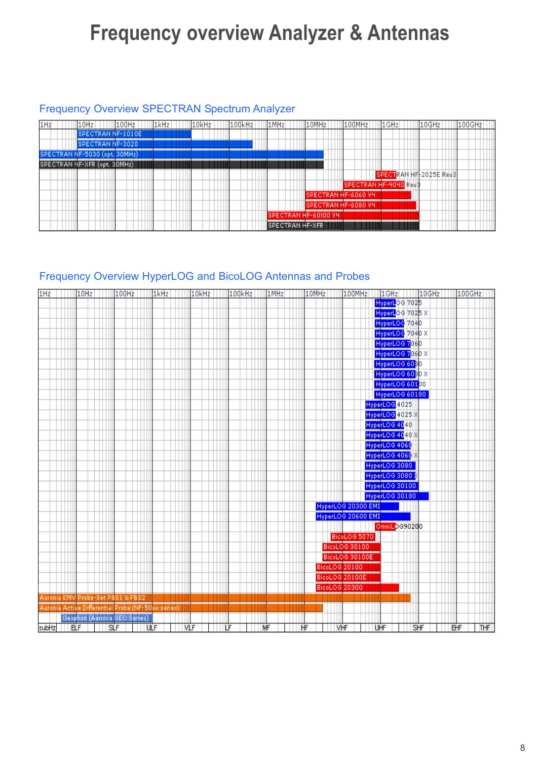# Frequency overview Analyzer & Antennas

## Frequency Overview SPECTRAN Spectrum Analyzer

1Hz | 10Hz | 100Hz | 1kHz | 10kHz | 100kHz | 1MHz | 10MHz | 100MHz | 1GHz | 10GHz | 100GHz

- SPECTRAN NF-1010E
- SPECTRAN NF-3020
- SPECTRAN NF-5030 (opt. 30MHz)
- SPECTRAN NF-XFR (opt. 30MHz)
- SPECTRAN HF-2025E Rev3
- SPECTRAN HF-4040 Rev3
- SPECTRAN HF-6060 V4
- SPECTRAN HF-6080 V4
- SPECTRAN HF-60100 V4
- SPECTRAN HF-XFR

## Frequency Overview HyperLOG and BicoLOG Antennas and Probes

1Hz | 10Hz | 100Hz | 1kHz | 10kHz | 100kHz | 1MHz | 10MHz | 100MHz | 1GHz | 10GHz | 100GHz

- HyperLOG 7025
- HyperLOG 7025 X
- HyperLOG 7040
- HyperLOG 7040 X
- HyperLOG 7060
- HyperLOG 7060 X
- HyperLOG 6080
- HyperLOG 6080 X
- HyperLOG 60100
- HyperLOG 60180
- HyperLOG 4025
- HyperLOG 4025 X
- HyperLOG 4040
- HyperLOG 4040 X
- HyperLOG 4060
- HyperLOG 4060 X
- HyperLOG 3080
- HyperLOG 3080 X
- HyperLOG 30100
- HyperLOG 30180
- HyperLOG 20300 EMI
- HyperLOG 20600 EMI
- OmniLOG90200
- BicoLOG 5070
- BicoLOG 30100
- BicoLOG 30100E
- BicoLOG 20100
- BicoLOG 20100E
- BicoLOG 20300
- Aaronia EMV Probe-Set PBS1 & PBS2
- Aaronia Active Differential Probe (NF-50xx series)
- Geophon (Aaronia GEO Series)

subHz | ELF | SLF | ULF | VLF | LF | MF | HF | VHF | UHF | SHF | EHF | THF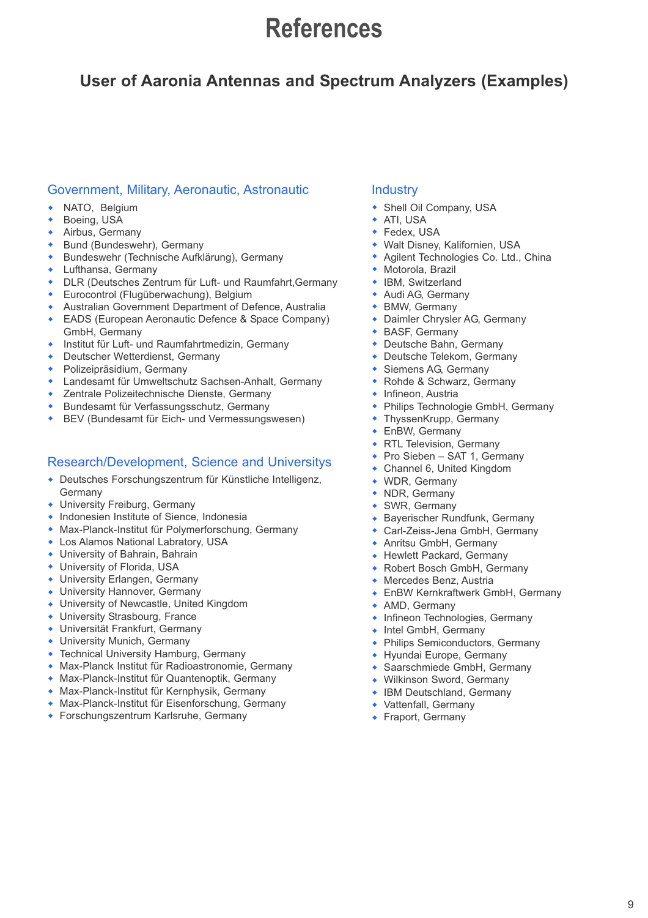# References

## User of Aaronia Antennas and Spectrum Analyzers (Examples)

### Government, Military, Aeronautic, Astronautic

- NATO, Belgium
- Boeing, USA
- Airbus, Germany
- Bund (Bundeswehr), Germany
- Bundeswehr (Technische Aufklärung), Germany
- Lufthansa, Germany
- DLR (Deutsches Zentrum für Luft- und Raumfahrt,Germany
- Eurocontrol (Flugüberwachung), Belgium
- Australian Government Department of Defence, Australia
- EADS (European Aeronautic Defence & Space Company) GmbH, Germany
- Institut für Luft- und Raumfahrtmedizin, Germany
- Deutscher Wetterdienst, Germany
- Polizeipräsidium, Germany
- Landesamt für Umweltschutz Sachsen-Anhalt, Germany
- Zentrale Polizeitechnische Dienste, Germany
- Bundesamt für Verfassungsschutz, Germany
- BEV (Bundesamt für Eich- und Vermessungswesen)

### Research/Development, Science and Universitys

- Deutsches Forschungszentrum für Künstliche Intelligenz, Germany
- University Freiburg, Germany
- Indonesien Institute of Sience, Indonesia
- Max-Planck-Institut für Polymerforschung, Germany
- Los Alamos National Labratory, USA
- University of Bahrain, Bahrain
- University of Florida, USA
- University Erlangen, Germany
- University Hannover, Germany
- University of Newcastle, United Kingdom
- University Strasbourg, France
- Universität Frankfurt, Germany
- University Munich, Germany
- Technical University Hamburg, Germany
- Max-Planck Institut für Radioastronomie, Germany
- Max-Planck-Institut für Quantenoptik, Germany
- Max-Planck-Institut für Kernphysik, Germany
- Max-Planck-Institut für Eisenforschung, Germany
- Forschungszentrum Karlsruhe, Germany

### Industry

- Shell Oil Company, USA
- ATI, USA
- Fedex, USA
- Walt Disney, Kalifornien, USA
- Agilent Technologies Co. Ltd., China
- Motorola, Brazil
- IBM, Switzerland
- Audi AG, Germany
- BMW, Germany
- Daimler Chrysler AG, Germany
- BASF, Germany
- Deutsche Bahn, Germany
- Deutsche Telekom, Germany
- Siemens AG, Germany
- Rohde & Schwarz, Germany
- Infineon, Austria
- Philips Technologie GmbH, Germany
- ThyssenKrupp, Germany
- EnBW, Germany
- RTL Television, Germany
- Pro Sieben – SAT 1, Germany
- Channel 6, United Kingdom
- WDR, Germany
- NDR, Germany
- SWR, Germany
- Bayerischer Rundfunk, Germany
- Carl-Zeiss-Jena GmbH, Germany
- Anritsu GmbH, Germany
- Hewlett Packard, Germany
- Robert Bosch GmbH, Germany
- Mercedes Benz, Austria
- EnBW Kernkraftwerk GmbH, Germany
- AMD, Germany
- Infineon Technologies, Germany
- Intel GmbH, Germany
- Philips Semiconductors, Germany
- Hyundai Europe, Germany
- Saarschmiede GmbH, Germany
- Wilkinson Sword, Germany
- IBM Deutschland, Germany
- Vattenfall, Germany
- Fraport, Germany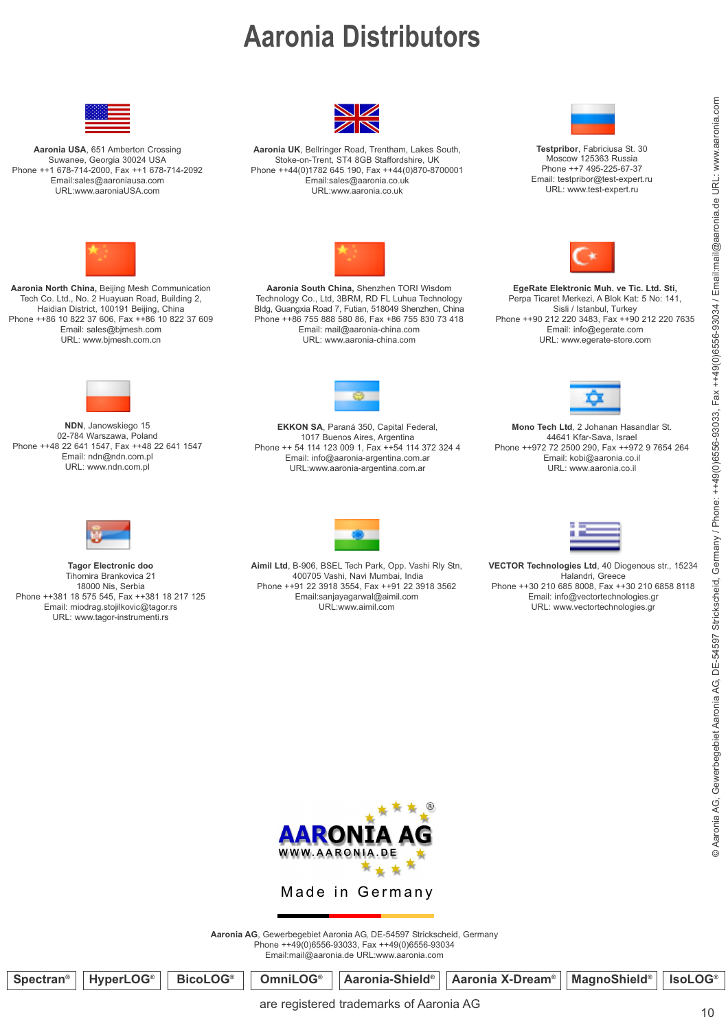# Aaronia Distributors

**Aaronia USA**, 651 Amberton Crossing
Suwanee, Georgia 30024 USA
Phone ++1 678-714-2000, Fax ++1 678-714-2092
Email:sales@aaroniausa.com
URL:www.aaroniaUSA.com

**Aaronia UK**, Bellringer Road, Trentham, Lakes South,
Stoke-on-Trent, ST4 8GB Staffordshire, UK
Phone ++44(0)1782 645 190, Fax ++44(0)870-8700001
Email:sales@aaronia.co.uk
URL:www.aaronia.co.uk

**Testpribor**, Fabriciusa St. 30
Moscow 125363 Russia
Phone ++7 495-225-67-37
Email: testpribor@test-expert.ru
URL: www.test-expert.ru

**Aaronia North China,** Beijing Mesh Communication
Tech Co. Ltd., No. 2 Huayuan Road, Building 2,
Haidian District, 100191 Beijing, China
Phone ++86 10 822 37 606, Fax ++86 10 822 37 609
Email: sales@bjmesh.com
URL: www.bjmesh.com.cn

**Aaronia South China,** Shenzhen TORI Wisdom
Technology Co., Ltd, 3BRM, RD FL Luhua Technology
Bldg, Guangxia Road 7, Futian, 518049 Shenzhen, China
Phone ++86 755 888 580 86, Fax +86 755 830 73 418
Email: mail@aaronia-china.com
URL: www.aaronia-china.com

**EgeRate Elektronic Muh. ve Tic. Ltd. Sti,**
Perpa Ticaret Merkezi, A Blok Kat: 5 No: 141,
Sisli / Istanbul, Turkey
Phone ++90 212 220 3483, Fax ++90 212 220 7635
Email: info@egerate.com
URL: www.egerate-store.com

**NDN**, Janowskiego 15
02-784 Warszawa, Poland
Phone ++48 22 641 1547, Fax ++48 22 641 1547
Email: ndn@ndn.com.pl
URL: www.ndn.com.pl

**EKKON SA**, Paraná 350, Capital Federal,
1017 Buenos Aires, Argentina
Phone ++ 54 114 123 009 1, Fax ++54 114 372 324 4
Email: info@aaronia-argentina.com.ar
URL:www.aaronia-argentina.com.ar

**Mono Tech Ltd**, 2 Johanan Hasandlar St.
44641 Kfar-Sava, Israel
Phone ++972 72 2500 290, Fax ++972 9 7654 264
Email: kobi@aaronia.co.il
URL: www.aaronia.co.il

**Tagor Electronic doo**
Tihomira Brankovica 21
18000 Nis, Serbia
Phone ++381 18 575 545, Fax ++381 18 217 125
Email: miodrag.stojilkovic@tagor.rs
URL: www.tagor-instrumenti.rs

**Aimil Ltd**, B-906, BSEL Tech Park, Opp. Vashi Rly Stn,
400705 Vashi, Navi Mumbai, India
Phone ++91 22 3918 3554, Fax ++91 22 3918 3562
Email:sanjayagarwal@aimil.com
URL:www.aimil.com

**VECTOR Technologies Ltd**, 40 Diogenous str., 15234
Halandri, Greece
Phone ++30 210 685 8008, Fax ++30 210 6858 8118
Email: info@vectortechnologies.gr
URL: www.vectortechnologies.gr

AARONIA AG
WWW.AARONIA.DE

Made in Germany

**Aaronia AG**, Gewerbegebiet Aaronia AG, DE-54597 Strickscheid, Germany
Phone ++49(0)6556-93033, Fax ++49(0)6556-93034
Email:mail@aaronia.de URL:www.aaronia.com

**Spectran®** | **HyperLOG®** | **BicoLOG®** | **OmniLOG®** | **Aaronia-Shield®** | **Aaronia X-Dream®** | **MagnoShield®** | **IsoLOG®**

are registered trademarks of Aaronia AG

© Aaronia AG, Gewerbegebiet Aaronia AG, DE-54597 Strickscheid, Germany / Phone: ++49(0)6556-93033, Fax ++49(0)6556-93034 / Email:mail@aaronia.de URL: www.aaronia.com